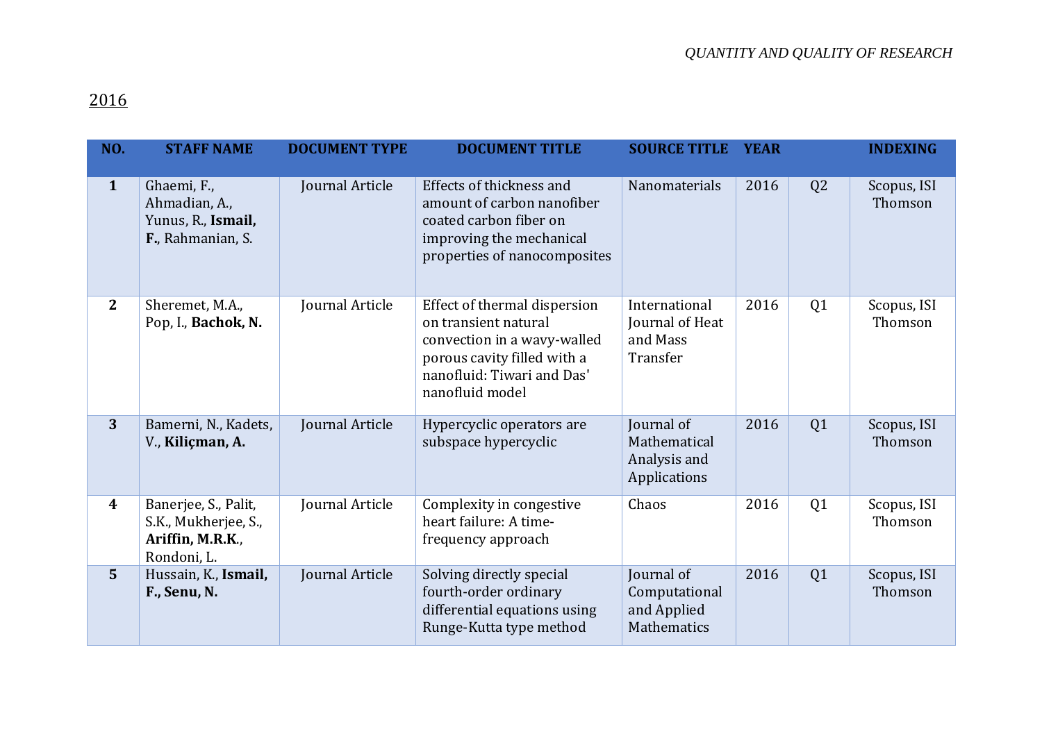<u>2016</u>

| NO. | STAFF NAME | DOCUMENT TYPE | DOCUMENT TITLE | SOURCE TITLE | YEAR | | INDEXING |
|---|---|---|---|---|---|---|---|
| **1** | Ghaemi, F., Ahmadian, A., Yunus, R., **Ismail, F.**, Rahmanian, S. | Journal Article | Effects of thickness and amount of carbon nanofiber coated carbon fiber on improving the mechanical properties of nanocomposites | Nanomaterials | 2016 | Q2 | Scopus, ISI Thomson |
| **2** | Sheremet, M.A., Pop, I., **Bachok, N.** | Journal Article | Effect of thermal dispersion on transient natural convection in a wavy-walled porous cavity filled with a nanofluid: Tiwari and Das' nanofluid model | International Journal of Heat and Mass Transfer | 2016 | Q1 | Scopus, ISI Thomson |
| **3** | Bamerni, N., Kadets, V., **Kiliçman, A.** | Journal Article | Hypercyclic operators are subspace hypercyclic | Journal of Mathematical Analysis and Applications | 2016 | Q1 | Scopus, ISI Thomson |
| **4** | Banerjee, S., Palit, S.K., Mukherjee, S., **Ariffin, M.R.K.**, Rondoni, L. | Journal Article | Complexity in congestive heart failure: A time-frequency approach | Chaos | 2016 | Q1 | Scopus, ISI Thomson |
| **5** | Hussain, K., **Ismail, F., Senu, N.** | Journal Article | Solving directly special fourth-order ordinary differential equations using Runge-Kutta type method | Journal of Computational and Applied Mathematics | 2016 | Q1 | Scopus, ISI Thomson |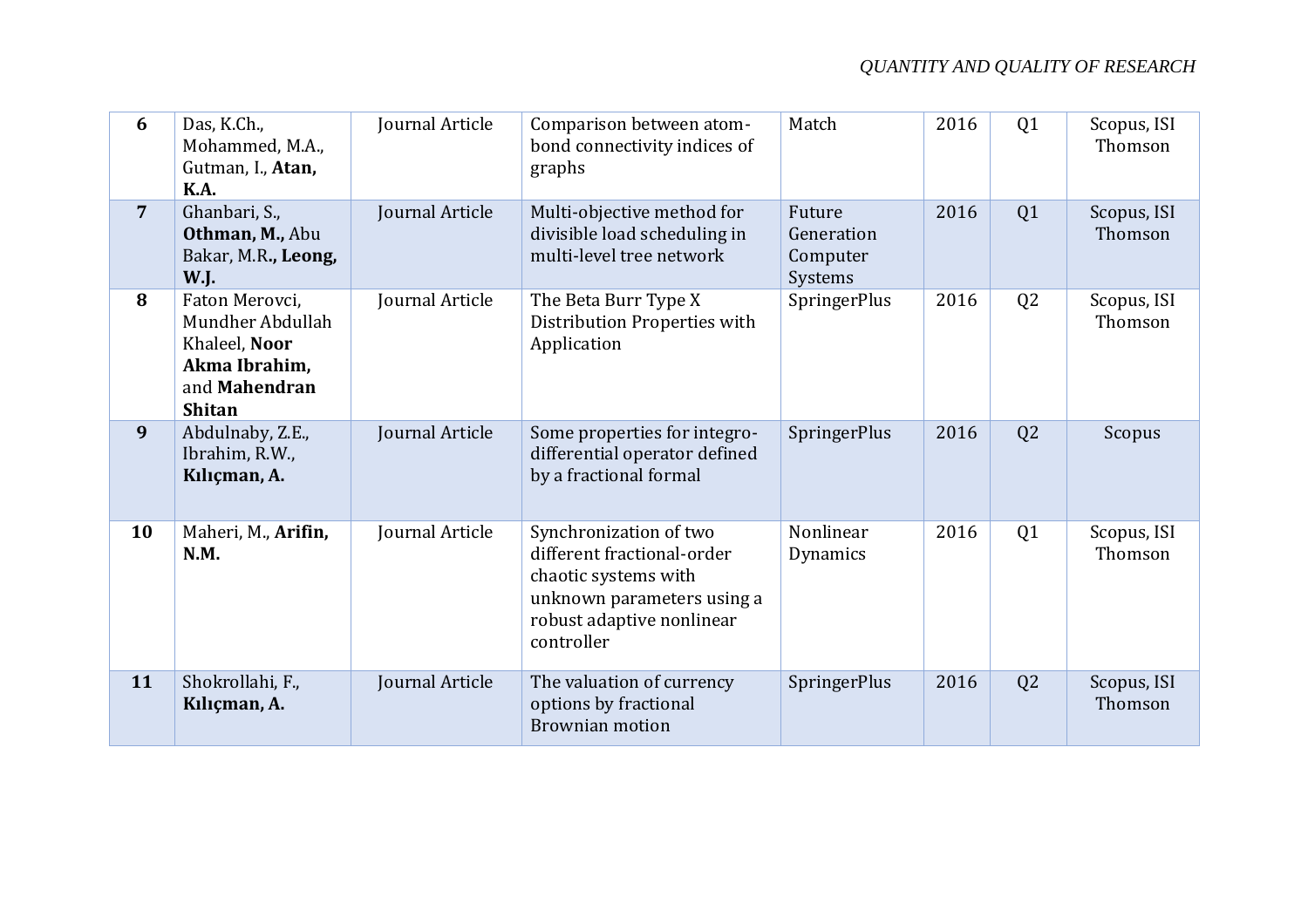| 6 | Das, K.Ch., Mohammed, M.A., Gutman, I., **Atan, K.A.** | Journal Article | Comparison between atom-bond connectivity indices of graphs | Match | 2016 | Q1 | Scopus, ISI Thomson |
|---|---|---|---|---|---|---|---|
| 7 | Ghanbari, S., **Othman, M.,** Abu Bakar, M.R**., Leong, W.J.** | Journal Article | Multi-objective method for divisible load scheduling in multi-level tree network | Future Generation Computer Systems | 2016 | Q1 | Scopus, ISI Thomson |
| 8 | Faton Merovci, Mundher Abdullah Khaleel, **Noor Akma Ibrahim,** and **Mahendran Shitan** | Journal Article | The Beta Burr Type X Distribution Properties with Application | SpringerPlus | 2016 | Q2 | Scopus, ISI Thomson |
| 9 | Abdulnaby, Z.E., Ibrahim, R.W., **Kılıçman, A.** | Journal Article | Some properties for integro-differential operator defined by a fractional formal | SpringerPlus | 2016 | Q2 | Scopus |
| 10 | Maheri, M., **Arifin, N.M.** | Journal Article | Synchronization of two different fractional-order chaotic systems with unknown parameters using a robust adaptive nonlinear controller | Nonlinear Dynamics | 2016 | Q1 | Scopus, ISI Thomson |
| 11 | Shokrollahi, F., **Kılıçman, A.** | Journal Article | The valuation of currency options by fractional Brownian motion | SpringerPlus | 2016 | Q2 | Scopus, ISI Thomson |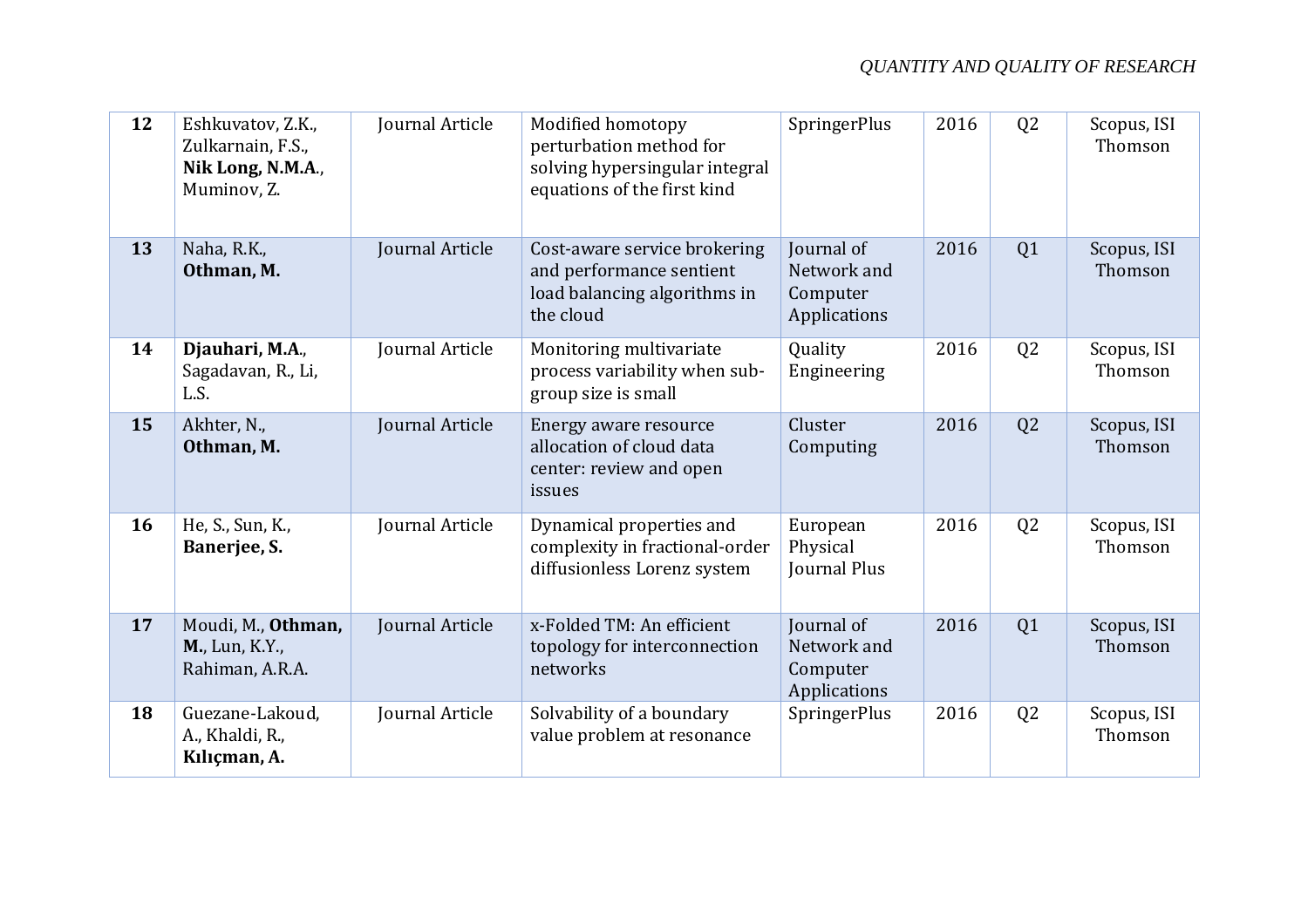| 12 | Eshkuvatov, Z.K., Zulkarnain, F.S., **Nik Long, N.M.A.**, Muminov, Z. | Journal Article | Modified homotopy perturbation method for solving hypersingular integral equations of the first kind | SpringerPlus | 2016 | Q2 | Scopus, ISI Thomson |
|---|---|---|---|---|---|---|---|
| 13 | Naha, R.K., **Othman, M.** | Journal Article | Cost-aware service brokering and performance sentient load balancing algorithms in the cloud | Journal of Network and Computer Applications | 2016 | Q1 | Scopus, ISI Thomson |
| 14 | **Djauhari, M.A.**, Sagadavan, R., Li, L.S. | Journal Article | Monitoring multivariate process variability when sub-group size is small | Quality Engineering | 2016 | Q2 | Scopus, ISI Thomson |
| 15 | Akhter, N., **Othman, M.** | Journal Article | Energy aware resource allocation of cloud data center: review and open issues | Cluster Computing | 2016 | Q2 | Scopus, ISI Thomson |
| 16 | He, S., Sun, K., **Banerjee, S.** | Journal Article | Dynamical properties and complexity in fractional-order diffusionless Lorenz system | European Physical Journal Plus | 2016 | Q2 | Scopus, ISI Thomson |
| 17 | Moudi, M., **Othman, M.**, Lun, K.Y., Rahiman, A.R.A. | Journal Article | x-Folded TM: An efficient topology for interconnection networks | Journal of Network and Computer Applications | 2016 | Q1 | Scopus, ISI Thomson |
| 18 | Guezane-Lakoud, A., Khaldi, R., **Kılıçman, A.** | Journal Article | Solvability of a boundary value problem at resonance | SpringerPlus | 2016 | Q2 | Scopus, ISI Thomson |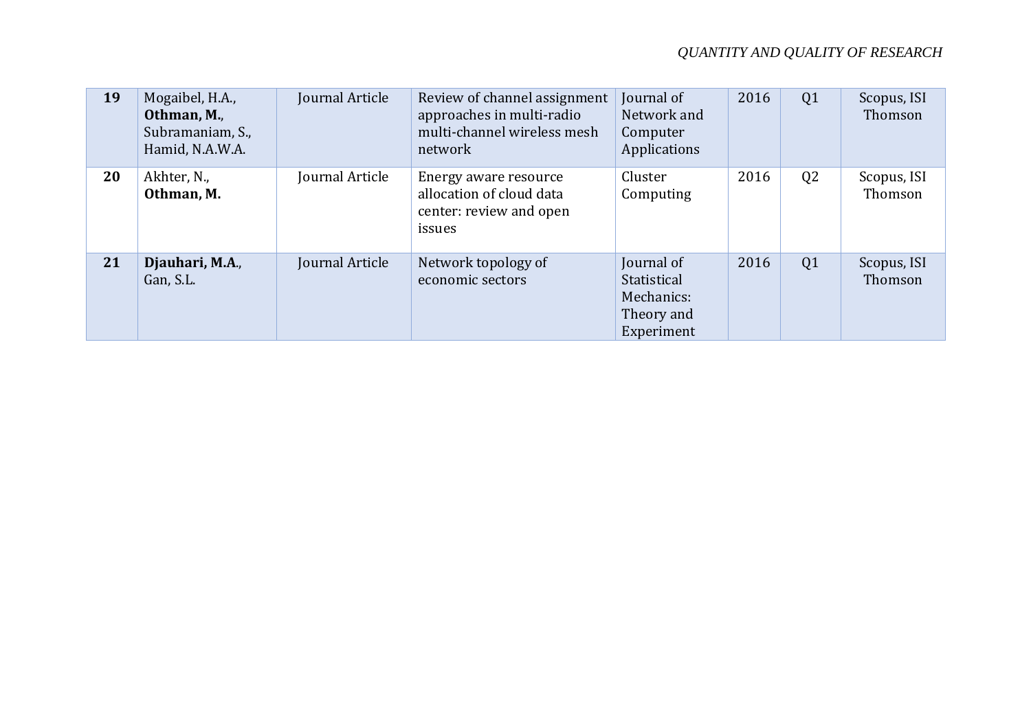| | | | | | | | |
|---|---|---|---|---|---|---|---|
| **19** | Mogaibel, H.A., **Othman, M.**, Subramaniam, S., Hamid, N.A.W.A. | Journal Article | Review of channel assignment approaches in multi-radio multi-channel wireless mesh network | Journal of Network and Computer Applications | 2016 | Q1 | Scopus, ISI Thomson |
| **20** | Akhter, N., **Othman, M.** | Journal Article | Energy aware resource allocation of cloud data center: review and open issues | Cluster Computing | 2016 | Q2 | Scopus, ISI Thomson |
| **21** | **Djauhari, M.A.**, Gan, S.L. | Journal Article | Network topology of economic sectors | Journal of Statistical Mechanics: Theory and Experiment | 2016 | Q1 | Scopus, ISI Thomson |